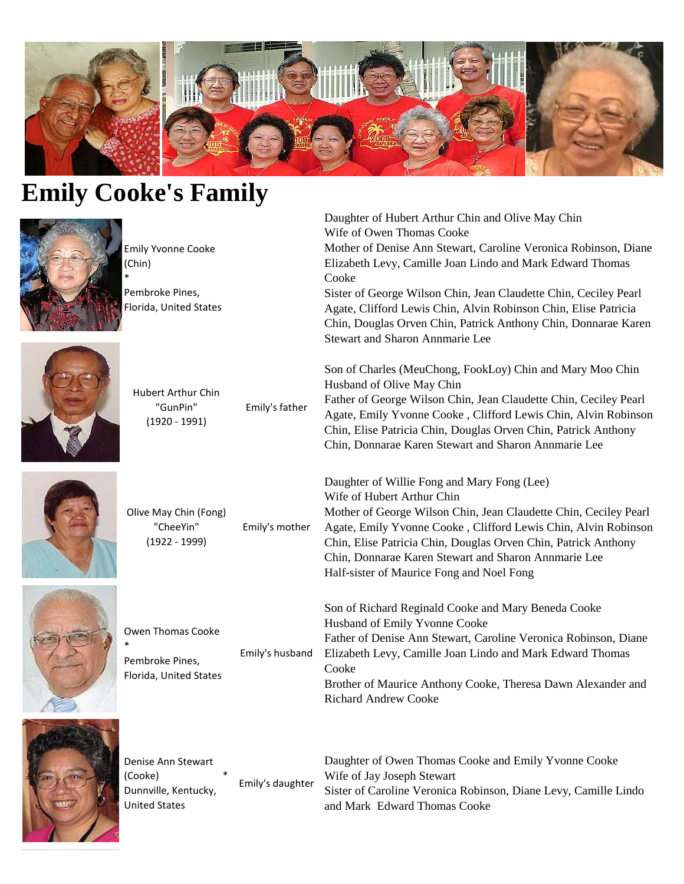# Emily Cooke's Family

| Name | Relation | Details |
| --- | --- | --- |
| Emily Yvonne Cooke (Chin) * Pembroke Pines, Florida, United States | | Daughter of Hubert Arthur Chin and Olive May Chin<br>Wife of Owen Thomas Cooke<br>Mother of Denise Ann Stewart, Caroline Veronica Robinson, Diane Elizabeth Levy, Camille Joan Lindo and Mark Edward Thomas Cooke<br>Sister of George Wilson Chin, Jean Claudette Chin, Ceciley Pearl Agate, Clifford Lewis Chin, Alvin Robinson Chin, Elise Patricia Chin, Douglas Orven Chin, Patrick Anthony Chin, Donnarae Karen Stewart and Sharon Annmarie Lee |
| Hubert Arthur Chin "GunPin" (1920 - 1991) | Emily's father | Son of Charles (MeuChong, FookLoy) Chin and Mary Moo Chin<br>Husband of Olive May Chin<br>Father of George Wilson Chin, Jean Claudette Chin, Ceciley Pearl Agate, Emily Yvonne Cooke , Clifford Lewis Chin, Alvin Robinson Chin, Elise Patricia Chin, Douglas Orven Chin, Patrick Anthony Chin, Donnarae Karen Stewart and Sharon Annmarie Lee |
| Olive May Chin (Fong) "CheeYin" (1922 - 1999) | Emily's mother | Daughter of Willie Fong and Mary Fong (Lee)<br>Wife of Hubert Arthur Chin<br>Mother of George Wilson Chin, Jean Claudette Chin, Ceciley Pearl Agate, Emily Yvonne Cooke , Clifford Lewis Chin, Alvin Robinson Chin, Elise Patricia Chin, Douglas Orven Chin, Patrick Anthony Chin, Donnarae Karen Stewart and Sharon Annmarie Lee<br>Half-sister of Maurice Fong and Noel Fong |
| Owen Thomas Cooke * Pembroke Pines, Florida, United States | Emily's husband | Son of Richard Reginald Cooke and Mary Beneda Cooke<br>Husband of Emily Yvonne Cooke<br>Father of Denise Ann Stewart, Caroline Veronica Robinson, Diane Elizabeth Levy, Camille Joan Lindo and Mark Edward Thomas Cooke<br>Brother of Maurice Anthony Cooke, Theresa Dawn Alexander and Richard Andrew Cooke |
| Denise Ann Stewart (Cooke) * Dunnville, Kentucky, United States | Emily's daughter | Daughter of Owen Thomas Cooke and Emily Yvonne Cooke<br>Wife of Jay Joseph Stewart<br>Sister of Caroline Veronica Robinson, Diane Levy, Camille Lindo and Mark Edward Thomas Cooke |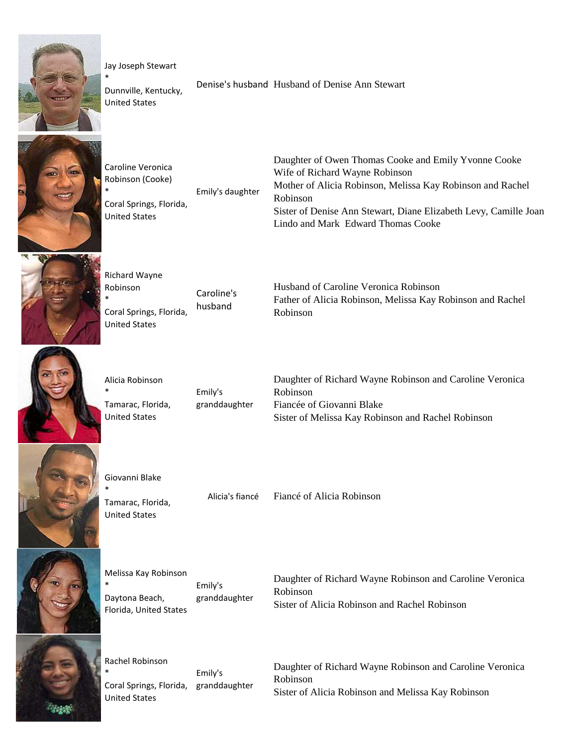| | Name / Location | Relation | Details |
|---|---|---|---|
| | Jay Joseph Stewart<br>*<br>Dunnville, Kentucky, United States | Denise's husband | Husband of Denise Ann Stewart |
| | Caroline Veronica Robinson (Cooke)<br>*<br>Coral Springs, Florida, United States | Emily's daughter | Daughter of Owen Thomas Cooke and Emily Yvonne Cooke<br>Wife of Richard Wayne Robinson<br>Mother of Alicia Robinson, Melissa Kay Robinson and Rachel Robinson<br>Sister of Denise Ann Stewart, Diane Elizabeth Levy, Camille Joan Lindo and Mark Edward Thomas Cooke |
| | Richard Wayne Robinson<br>*<br>Coral Springs, Florida, United States | Caroline's husband | Husband of Caroline Veronica Robinson<br>Father of Alicia Robinson, Melissa Kay Robinson and Rachel Robinson |
| | Alicia Robinson<br>*<br>Tamarac, Florida, United States | Emily's granddaughter | Daughter of Richard Wayne Robinson and Caroline Veronica Robinson<br>Fiancée of Giovanni Blake<br>Sister of Melissa Kay Robinson and Rachel Robinson |
| | Giovanni Blake<br>*<br>Tamarac, Florida, United States | Alicia's fiancé | Fiancé of Alicia Robinson |
| | Melissa Kay Robinson<br>*<br>Daytona Beach, Florida, United States | Emily's granddaughter | Daughter of Richard Wayne Robinson and Caroline Veronica Robinson<br>Sister of Alicia Robinson and Rachel Robinson |
| | Rachel Robinson<br>*<br>Coral Springs, Florida, United States | Emily's granddaughter | Daughter of Richard Wayne Robinson and Caroline Veronica Robinson<br>Sister of Alicia Robinson and Melissa Kay Robinson |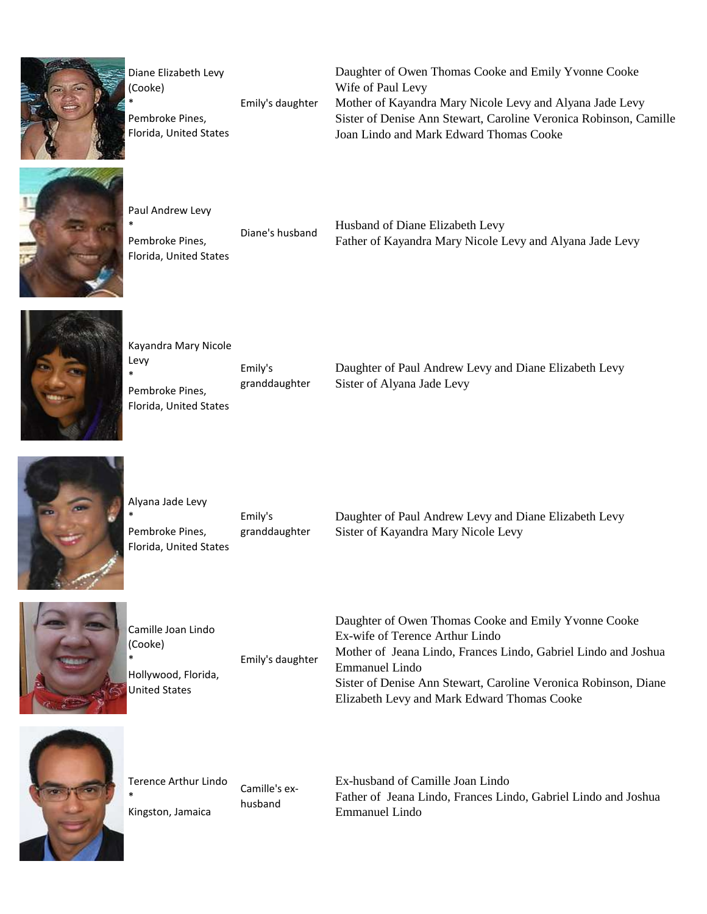| Name / Location | Relationship | Details |
|---|---|---|
| Diane Elizabeth Levy (Cooke) * Pembroke Pines, Florida, United States | Emily's daughter | Daughter of Owen Thomas Cooke and Emily Yvonne Cooke<br>Wife of Paul Levy<br>Mother of Kayandra Mary Nicole Levy and Alyana Jade Levy<br>Sister of Denise Ann Stewart, Caroline Veronica Robinson, Camille Joan Lindo and Mark Edward Thomas Cooke |
| Paul Andrew Levy * Pembroke Pines, Florida, United States | Diane's husband | Husband of Diane Elizabeth Levy<br>Father of Kayandra Mary Nicole Levy and Alyana Jade Levy |
| Kayandra Mary Nicole Levy * Pembroke Pines, Florida, United States | Emily's granddaughter | Daughter of Paul Andrew Levy and Diane Elizabeth Levy<br>Sister of Alyana Jade Levy |
| Alyana Jade Levy * Pembroke Pines, Florida, United States | Emily's granddaughter | Daughter of Paul Andrew Levy and Diane Elizabeth Levy<br>Sister of Kayandra Mary Nicole Levy |
| Camille Joan Lindo (Cooke) * Hollywood, Florida, United States | Emily's daughter | Daughter of Owen Thomas Cooke and Emily Yvonne Cooke<br>Ex-wife of Terence Arthur Lindo<br>Mother of Jeana Lindo, Frances Lindo, Gabriel Lindo and Joshua Emmanuel Lindo<br>Sister of Denise Ann Stewart, Caroline Veronica Robinson, Diane Elizabeth Levy and Mark Edward Thomas Cooke |
| Terence Arthur Lindo * Kingston, Jamaica | Camille's ex-husband | Ex-husband of Camille Joan Lindo<br>Father of Jeana Lindo, Frances Lindo, Gabriel Lindo and Joshua Emmanuel Lindo |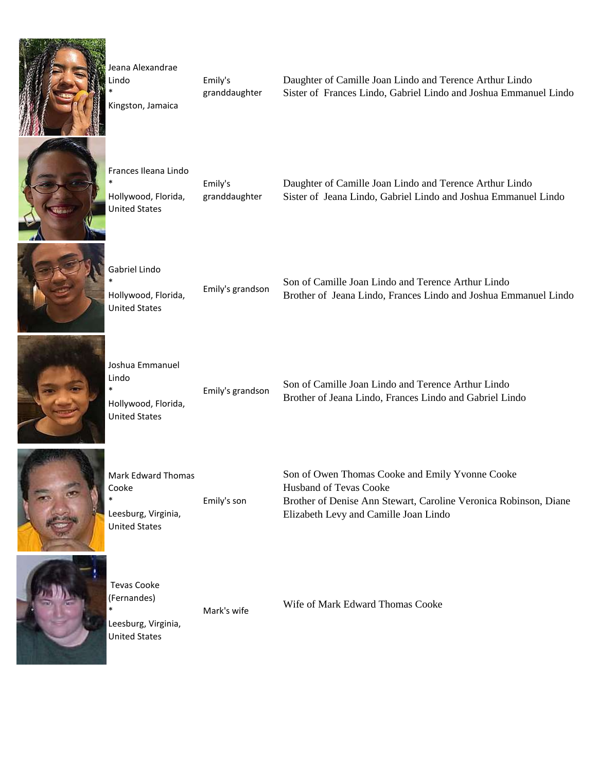| Name | Relationship | Details |
| --- | --- | --- |
| Jeana Alexandrae Lindo * Kingston, Jamaica | Emily's granddaughter | Daughter of Camille Joan Lindo and Terence Arthur Lindo Sister of Frances Lindo, Gabriel Lindo and Joshua Emmanuel Lindo |
| Frances Ileana Lindo * Hollywood, Florida, United States | Emily's granddaughter | Daughter of Camille Joan Lindo and Terence Arthur Lindo Sister of Jeana Lindo, Gabriel Lindo and Joshua Emmanuel Lindo |
| Gabriel Lindo * Hollywood, Florida, United States | Emily's grandson | Son of Camille Joan Lindo and Terence Arthur Lindo Brother of Jeana Lindo, Frances Lindo and Joshua Emmanuel Lindo |
| Joshua Emmanuel Lindo * Hollywood, Florida, United States | Emily's grandson | Son of Camille Joan Lindo and Terence Arthur Lindo Brother of Jeana Lindo, Frances Lindo and Gabriel Lindo |
| Mark Edward Thomas Cooke * Leesburg, Virginia, United States | Emily's son | Son of Owen Thomas Cooke and Emily Yvonne Cooke Husband of Tevas Cooke Brother of Denise Ann Stewart, Caroline Veronica Robinson, Diane Elizabeth Levy and Camille Joan Lindo |
| Tevas Cooke (Fernandes) * Leesburg, Virginia, United States | Mark's wife | Wife of Mark Edward Thomas Cooke |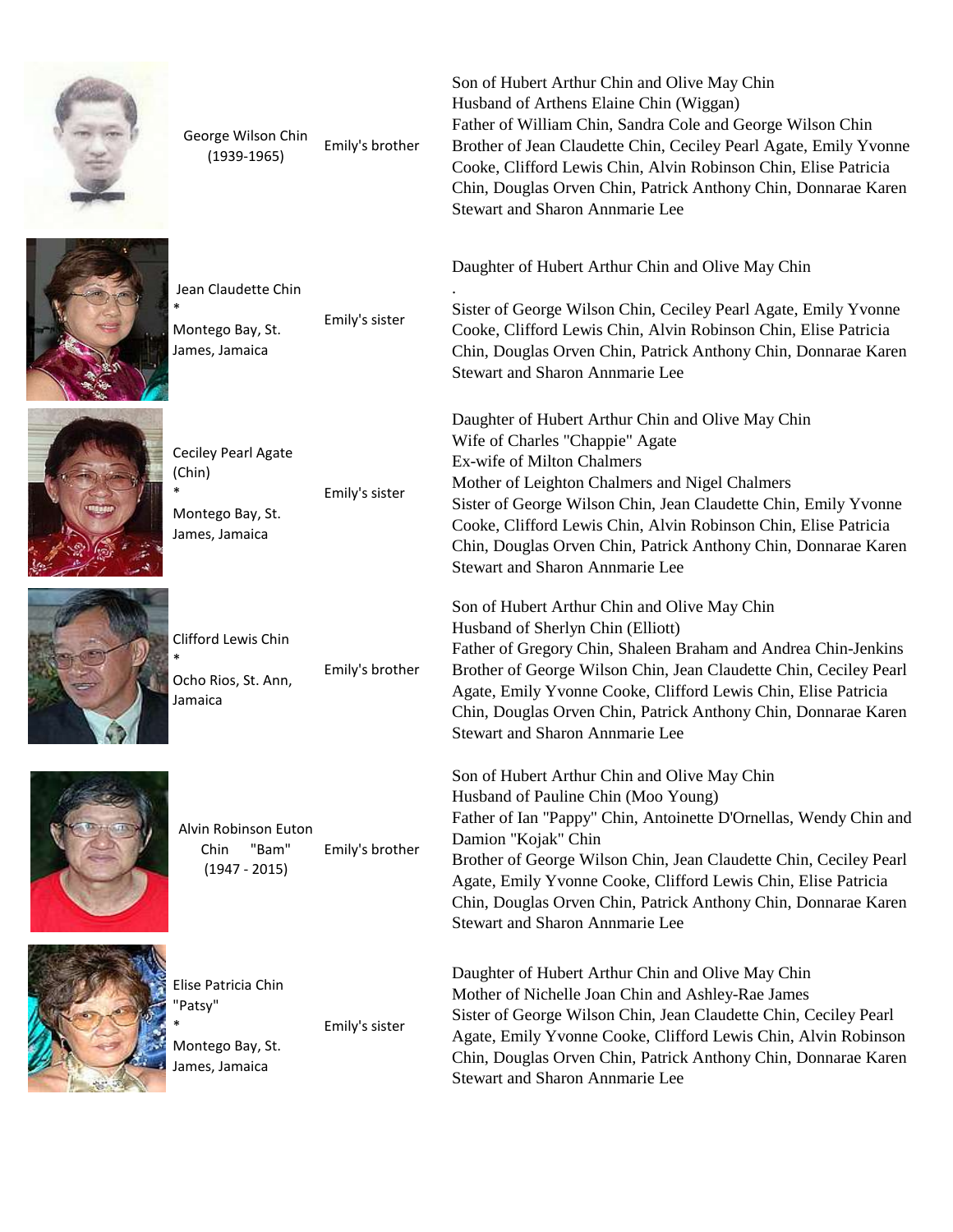| Name | Relationship | Details |
|---|---|---|
| George Wilson Chin (1939-1965) | Emily's brother | Son of Hubert Arthur Chin and Olive May Chin<br>Husband of Arthens Elaine Chin (Wiggan)<br>Father of William Chin, Sandra Cole and George Wilson Chin<br>Brother of Jean Claudette Chin, Ceciley Pearl Agate, Emily Yvonne Cooke, Clifford Lewis Chin, Alvin Robinson Chin, Elise Patricia Chin, Douglas Orven Chin, Patrick Anthony Chin, Donnarae Karen Stewart and Sharon Annmarie Lee |
| Jean Claudette Chin<br>*<br>Montego Bay, St. James, Jamaica | Emily's sister | Daughter of Hubert Arthur Chin and Olive May Chin<br>.<br>Sister of George Wilson Chin, Ceciley Pearl Agate, Emily Yvonne Cooke, Clifford Lewis Chin, Alvin Robinson Chin, Elise Patricia Chin, Douglas Orven Chin, Patrick Anthony Chin, Donnarae Karen Stewart and Sharon Annmarie Lee |
| Ceciley Pearl Agate (Chin)<br>*<br>Montego Bay, St. James, Jamaica | Emily's sister | Daughter of Hubert Arthur Chin and Olive May Chin<br>Wife of Charles "Chappie" Agate<br>Ex-wife of Milton Chalmers<br>Mother of Leighton Chalmers and Nigel Chalmers<br>Sister of George Wilson Chin, Jean Claudette Chin, Emily Yvonne Cooke, Clifford Lewis Chin, Alvin Robinson Chin, Elise Patricia Chin, Douglas Orven Chin, Patrick Anthony Chin, Donnarae Karen Stewart and Sharon Annmarie Lee |
| Clifford Lewis Chin<br>*<br>Ocho Rios, St. Ann, Jamaica | Emily's brother | Son of Hubert Arthur Chin and Olive May Chin<br>Husband of Sherlyn Chin (Elliott)<br>Father of Gregory Chin, Shaleen Braham and Andrea Chin-Jenkins<br>Brother of George Wilson Chin, Jean Claudette Chin, Ceciley Pearl Agate, Emily Yvonne Cooke, Clifford Lewis Chin, Elise Patricia Chin, Douglas Orven Chin, Patrick Anthony Chin, Donnarae Karen Stewart and Sharon Annmarie Lee |
| Alvin Robinson Euton Chin "Bam" (1947 - 2015) | Emily's brother | Son of Hubert Arthur Chin and Olive May Chin<br>Husband of Pauline Chin (Moo Young)<br>Father of Ian "Pappy" Chin, Antoinette D'Ornellas, Wendy Chin and Damion "Kojak" Chin<br>Brother of George Wilson Chin, Jean Claudette Chin, Ceciley Pearl Agate, Emily Yvonne Cooke, Clifford Lewis Chin, Elise Patricia Chin, Douglas Orven Chin, Patrick Anthony Chin, Donnarae Karen Stewart and Sharon Annmarie Lee |
| Elise Patricia Chin "Patsy"<br>*<br>Montego Bay, St. James, Jamaica | Emily's sister | Daughter of Hubert Arthur Chin and Olive May Chin<br>Mother of Nichelle Joan Chin and Ashley-Rae James<br>Sister of George Wilson Chin, Jean Claudette Chin, Ceciley Pearl Agate, Emily Yvonne Cooke, Clifford Lewis Chin, Alvin Robinson Chin, Douglas Orven Chin, Patrick Anthony Chin, Donnarae Karen Stewart and Sharon Annmarie Lee |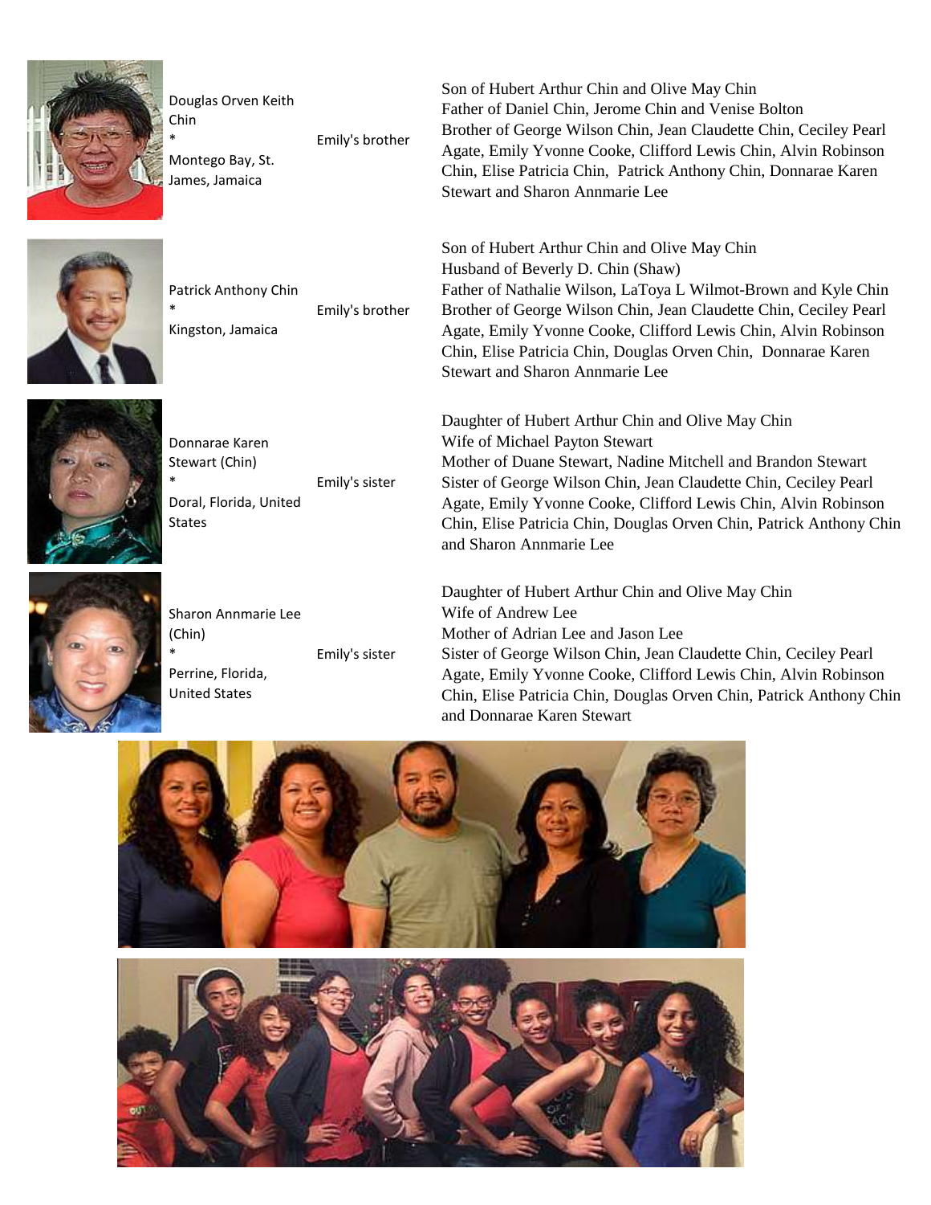| | | | |
|---|---|---|---|
| | Douglas Orven Keith Chin<br>*<br>Montego Bay, St. James, Jamaica | Emily's brother | Son of Hubert Arthur Chin and Olive May Chin<br>Father of Daniel Chin, Jerome Chin and Venise Bolton<br>Brother of George Wilson Chin, Jean Claudette Chin, Ceciley Pearl Agate, Emily Yvonne Cooke, Clifford Lewis Chin, Alvin Robinson Chin, Elise Patricia Chin, Patrick Anthony Chin, Donnarae Karen Stewart and Sharon Annmarie Lee |
| | Patrick Anthony Chin<br>*<br>Kingston, Jamaica | Emily's brother | Son of Hubert Arthur Chin and Olive May Chin<br>Husband of Beverly D. Chin (Shaw)<br>Father of Nathalie Wilson, LaToya L Wilmot-Brown and Kyle Chin<br>Brother of George Wilson Chin, Jean Claudette Chin, Ceciley Pearl Agate, Emily Yvonne Cooke, Clifford Lewis Chin, Alvin Robinson Chin, Elise Patricia Chin, Douglas Orven Chin, Donnarae Karen Stewart and Sharon Annmarie Lee |
| | Donnarae Karen Stewart (Chin)<br>*<br>Doral, Florida, United States | Emily's sister | Daughter of Hubert Arthur Chin and Olive May Chin<br>Wife of Michael Payton Stewart<br>Mother of Duane Stewart, Nadine Mitchell and Brandon Stewart<br>Sister of George Wilson Chin, Jean Claudette Chin, Ceciley Pearl Agate, Emily Yvonne Cooke, Clifford Lewis Chin, Alvin Robinson Chin, Elise Patricia Chin, Douglas Orven Chin, Patrick Anthony Chin and Sharon Annmarie Lee |
| | Sharon Annmarie Lee (Chin)<br>*<br>Perrine, Florida, United States | Emily's sister | Daughter of Hubert Arthur Chin and Olive May Chin<br>Wife of Andrew Lee<br>Mother of Adrian Lee and Jason Lee<br>Sister of George Wilson Chin, Jean Claudette Chin, Ceciley Pearl Agate, Emily Yvonne Cooke, Clifford Lewis Chin, Alvin Robinson Chin, Elise Patricia Chin, Douglas Orven Chin, Patrick Anthony Chin and Donnarae Karen Stewart |